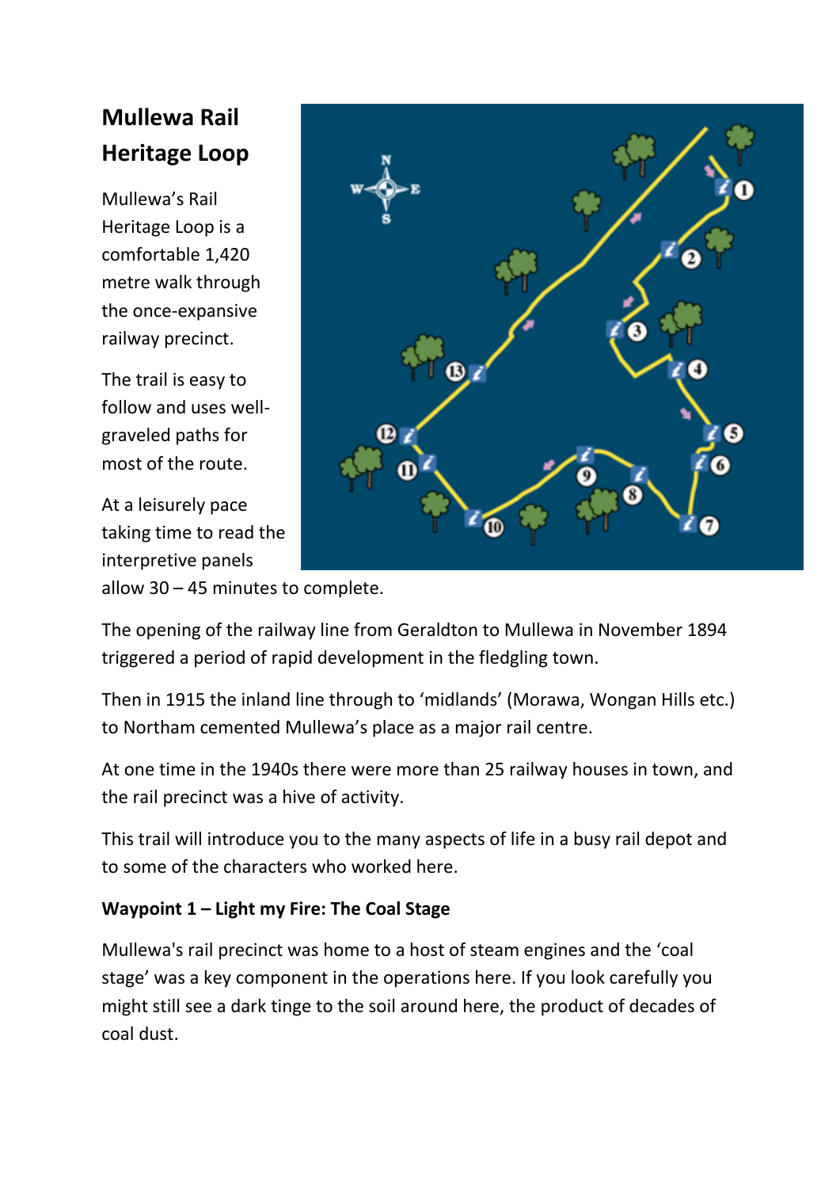# Mullewa Rail Heritage Loop

Mullewa's Rail Heritage Loop is a comfortable 1,420 metre walk through the once-expansive railway precinct.

The trail is easy to follow and uses well-graveled paths for most of the route.

At a leisurely pace taking time to read the interpretive panels allow 30 – 45 minutes to complete.

The opening of the railway line from Geraldton to Mullewa in November 1894 triggered a period of rapid development in the fledgling town.

Then in 1915 the inland line through to 'midlands' (Morawa, Wongan Hills etc.) to Northam cemented Mullewa's place as a major rail centre.

At one time in the 1940s there were more than 25 railway houses in town, and the rail precinct was a hive of activity.

This trail will introduce you to the many aspects of life in a busy rail depot and to some of the characters who worked here.

**Waypoint 1 – Light my Fire: The Coal Stage**

Mullewa's rail precinct was home to a host of steam engines and the 'coal stage' was a key component in the operations here. If you look carefully you might still see a dark tinge to the soil around here, the product of decades of coal dust.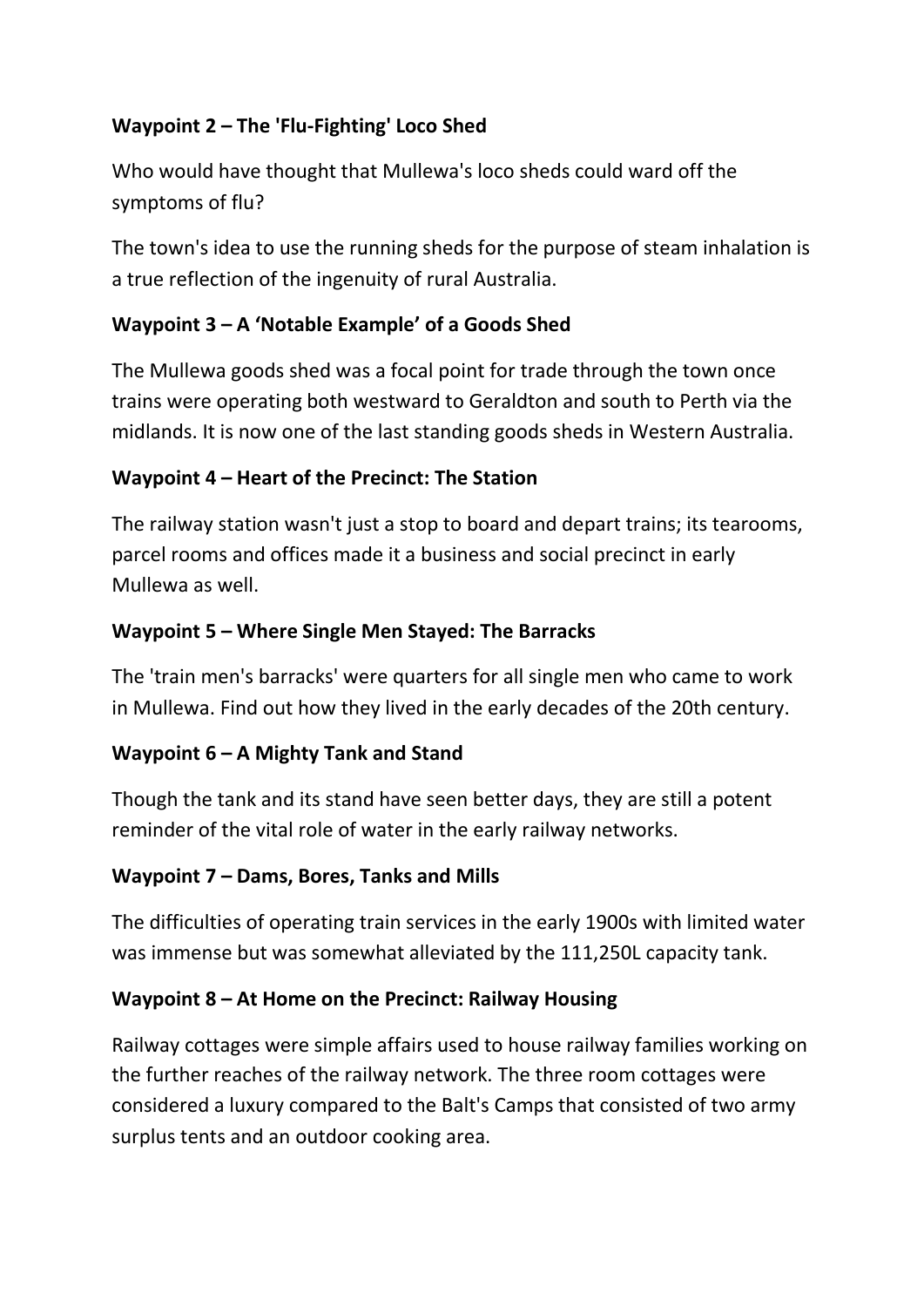**Waypoint 2 – The 'Flu-Fighting' Loco Shed**

Who would have thought that Mullewa's loco sheds could ward off the symptoms of flu?

The town's idea to use the running sheds for the purpose of steam inhalation is a true reflection of the ingenuity of rural Australia.

**Waypoint 3 – A 'Notable Example' of a Goods Shed**

The Mullewa goods shed was a focal point for trade through the town once trains were operating both westward to Geraldton and south to Perth via the midlands. It is now one of the last standing goods sheds in Western Australia.

**Waypoint 4 – Heart of the Precinct: The Station**

The railway station wasn't just a stop to board and depart trains; its tearooms, parcel rooms and offices made it a business and social precinct in early Mullewa as well.

**Waypoint 5 – Where Single Men Stayed: The Barracks**

The 'train men's barracks' were quarters for all single men who came to work in Mullewa. Find out how they lived in the early decades of the 20th century.

**Waypoint 6 – A Mighty Tank and Stand**

Though the tank and its stand have seen better days, they are still a potent reminder of the vital role of water in the early railway networks.

**Waypoint 7 – Dams, Bores, Tanks and Mills**

The difficulties of operating train services in the early 1900s with limited water was immense but was somewhat alleviated by the 111,250L capacity tank.

**Waypoint 8 – At Home on the Precinct: Railway Housing**

Railway cottages were simple affairs used to house railway families working on the further reaches of the railway network. The three room cottages were considered a luxury compared to the Balt's Camps that consisted of two army surplus tents and an outdoor cooking area.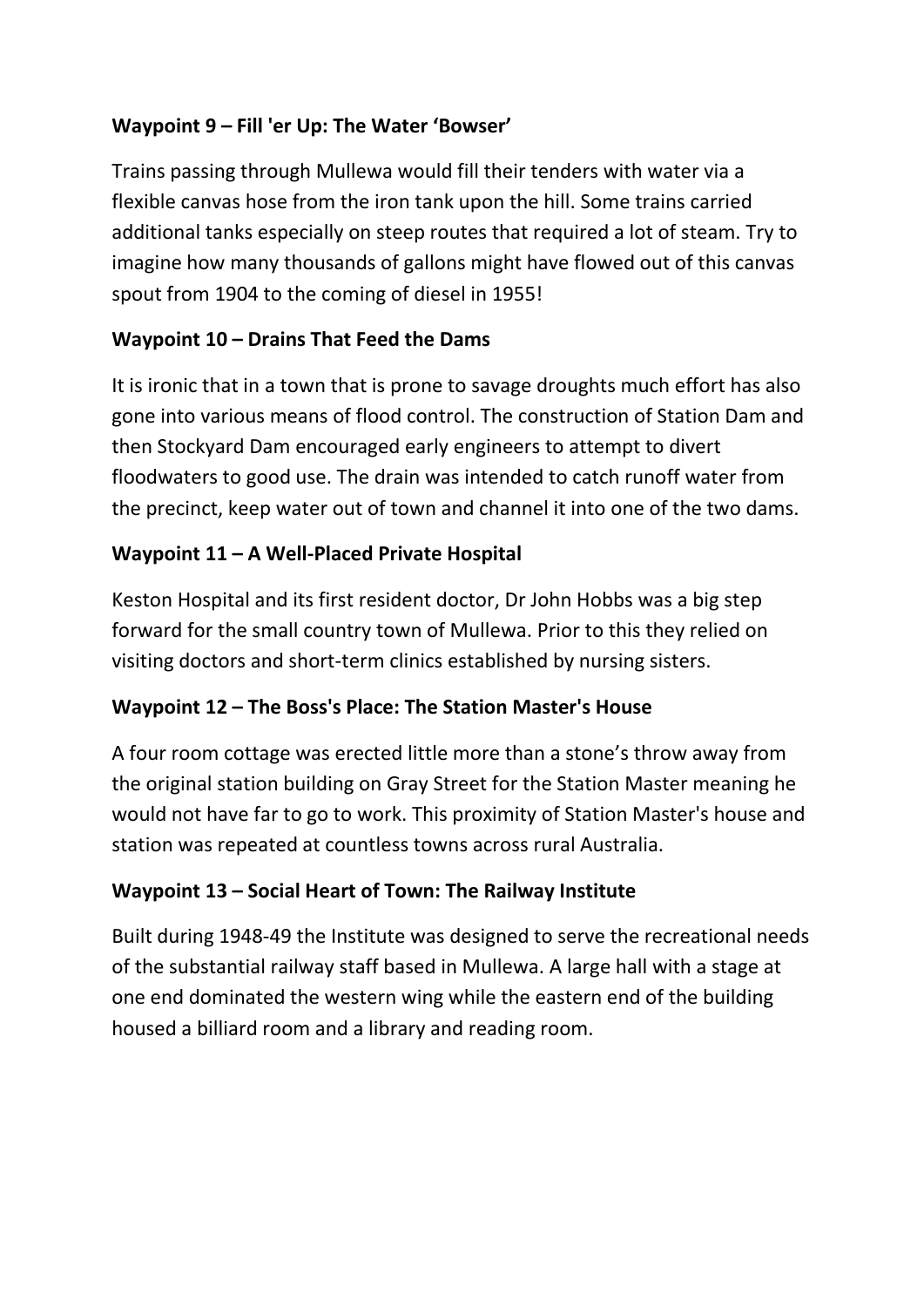**Waypoint 9 – Fill 'er Up: The Water 'Bowser'**

Trains passing through Mullewa would fill their tenders with water via a flexible canvas hose from the iron tank upon the hill. Some trains carried additional tanks especially on steep routes that required a lot of steam. Try to imagine how many thousands of gallons might have flowed out of this canvas spout from 1904 to the coming of diesel in 1955!

**Waypoint 10 – Drains That Feed the Dams**

It is ironic that in a town that is prone to savage droughts much effort has also gone into various means of flood control. The construction of Station Dam and then Stockyard Dam encouraged early engineers to attempt to divert floodwaters to good use. The drain was intended to catch runoff water from the precinct, keep water out of town and channel it into one of the two dams.

**Waypoint 11 – A Well-Placed Private Hospital**

Keston Hospital and its first resident doctor, Dr John Hobbs was a big step forward for the small country town of Mullewa. Prior to this they relied on visiting doctors and short-term clinics established by nursing sisters.

**Waypoint 12 – The Boss's Place: The Station Master's House**

A four room cottage was erected little more than a stone's throw away from the original station building on Gray Street for the Station Master meaning he would not have far to go to work. This proximity of Station Master's house and station was repeated at countless towns across rural Australia.

**Waypoint 13 – Social Heart of Town: The Railway Institute**

Built during 1948-49 the Institute was designed to serve the recreational needs of the substantial railway staff based in Mullewa. A large hall with a stage at one end dominated the western wing while the eastern end of the building housed a billiard room and a library and reading room.